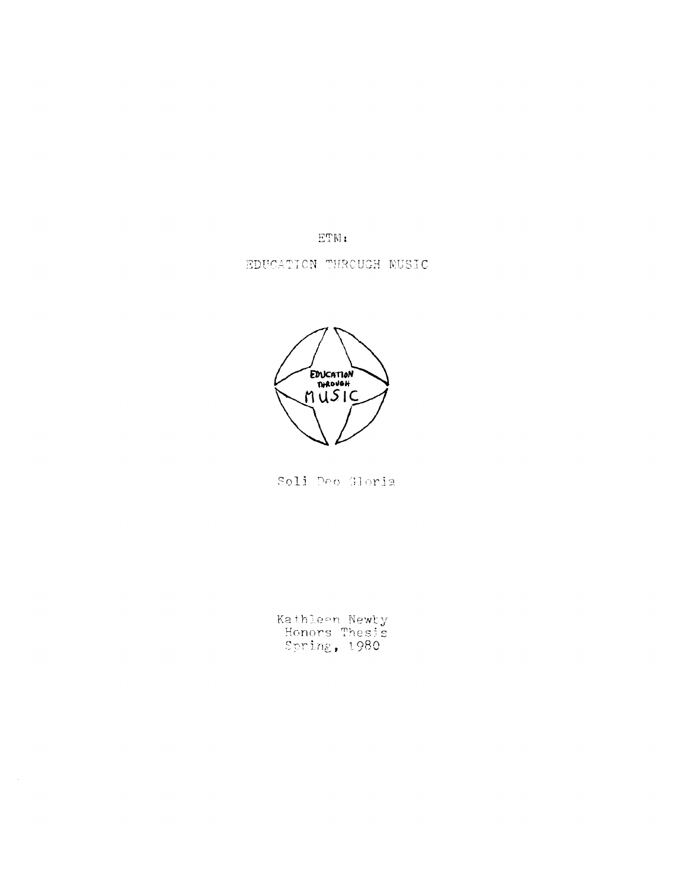# ETM:

## EDUCATION THROUGH MUSIC

EDUCATION THROUGH MUSIC

Soli Deo Gloria

Kathleen Newby
Honors Thesis
Spring, 1980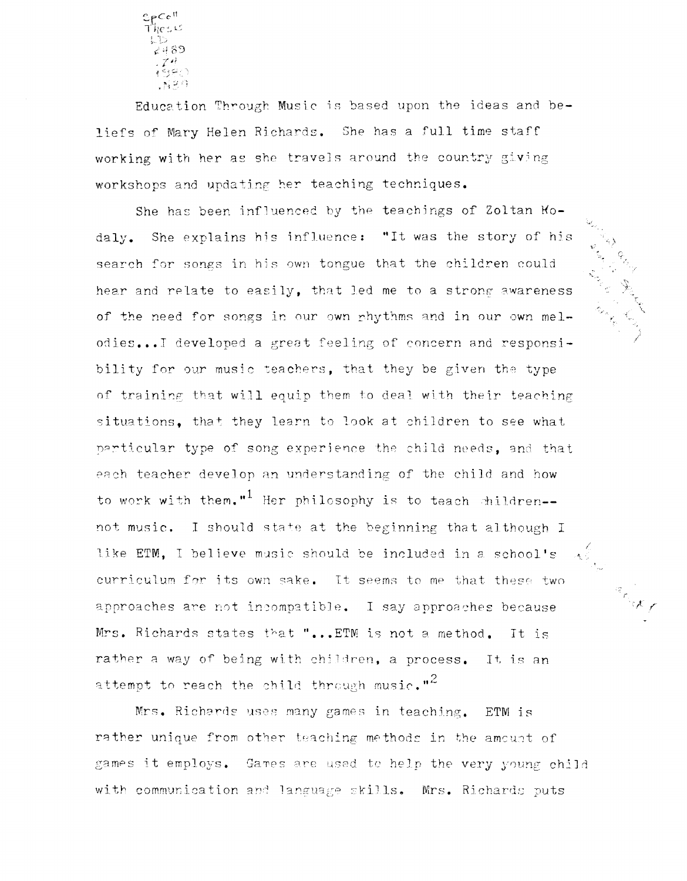Education Through Music is based upon the ideas and beliefs of Mary Helen Richards. She has a full time staff working with her as she travels around the country giving workshops and updating her teaching techniques.

She has been influenced by the teachings of Zoltan Kodaly. She explains his influence: "It was the story of his search for songs in his own tongue that the children could hear and relate to easily, that led me to a strong awareness of the need for songs in our own rhythms and in our own melodies...I developed a great feeling of concern and responsibility for our music teachers, that they be given the type of training that will equip them to deal with their teaching situations, that they learn to look at children to see what particular type of song experience the child needs, and that each teacher develop an understanding of the child and how to work with them."[1] Her philosophy is to teach children--not music. I should state at the beginning that although I like ETM, I believe music should be included in a school's curriculum for its own sake. It seems to me that these two approaches are not incompatible. I say approaches because Mrs. Richards states that "...ETM is not a method. It is rather a way of being with children, a process. It is an attempt to reach the child through music."[2]

Mrs. Richards uses many games in teaching. ETM is rather unique from other teaching methods in the amount of games it employs. Games are used to help the very young child with communication and language skills. Mrs. Richards puts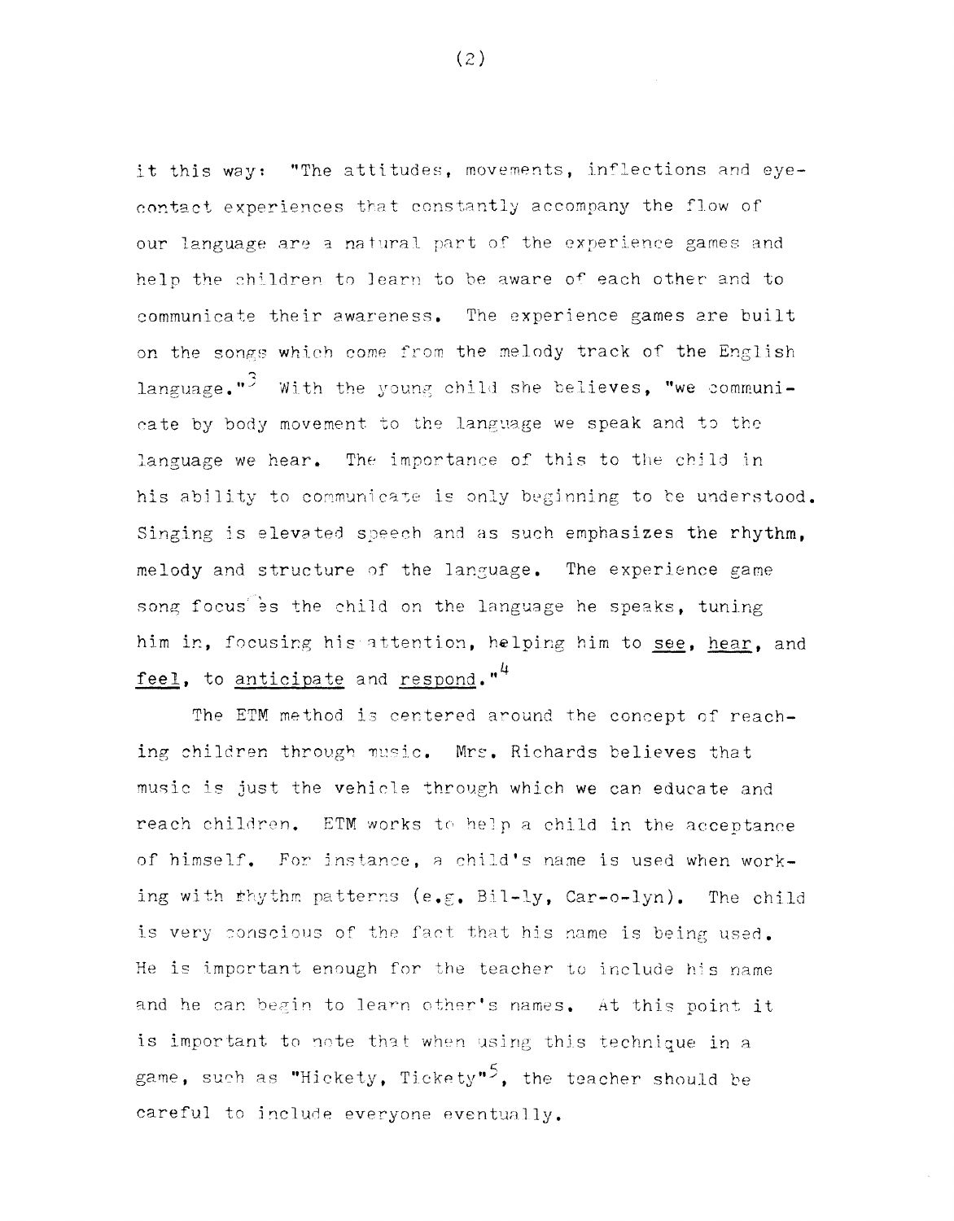it this way: "The attitudes, movements, inflections and eye-contact experiences that constantly accompany the flow of our language are a natural part of the experience games and help the children to learn to be aware of each other and to communicate their awareness. The experience games are built on the songs which come from the melody track of the English language."[3] With the young child she believes, "we communicate by body movement to the language we speak and to the language we hear. The importance of this to the child in his ability to communicate is only beginning to be understood. Singing is elevated speech and as such emphasizes the rhythm, melody and structure of the language. The experience game song focuses the child on the language he speaks, tuning him in, focusing his attention, helping him to <u>see</u>, <u>hear</u>, and <u>feel</u>, to <u>anticipate</u> and <u>respond</u>."[4]

The ETM method is centered around the concept of reaching children through music. Mrs. Richards believes that music is just the vehicle through which we can educate and reach children. ETM works to help a child in the acceptance of himself. For instance, a child's name is used when working with rhythm patterns (e.g. Bil-ly, Car-o-lyn). The child is very conscious of the fact that his name is being used. He is important enough for the teacher to include his name and he can begin to learn other's names. At this point it is important to note that when using this technique in a game, such as "Hickety, Tickety"[5], the teacher should be careful to include everyone eventually.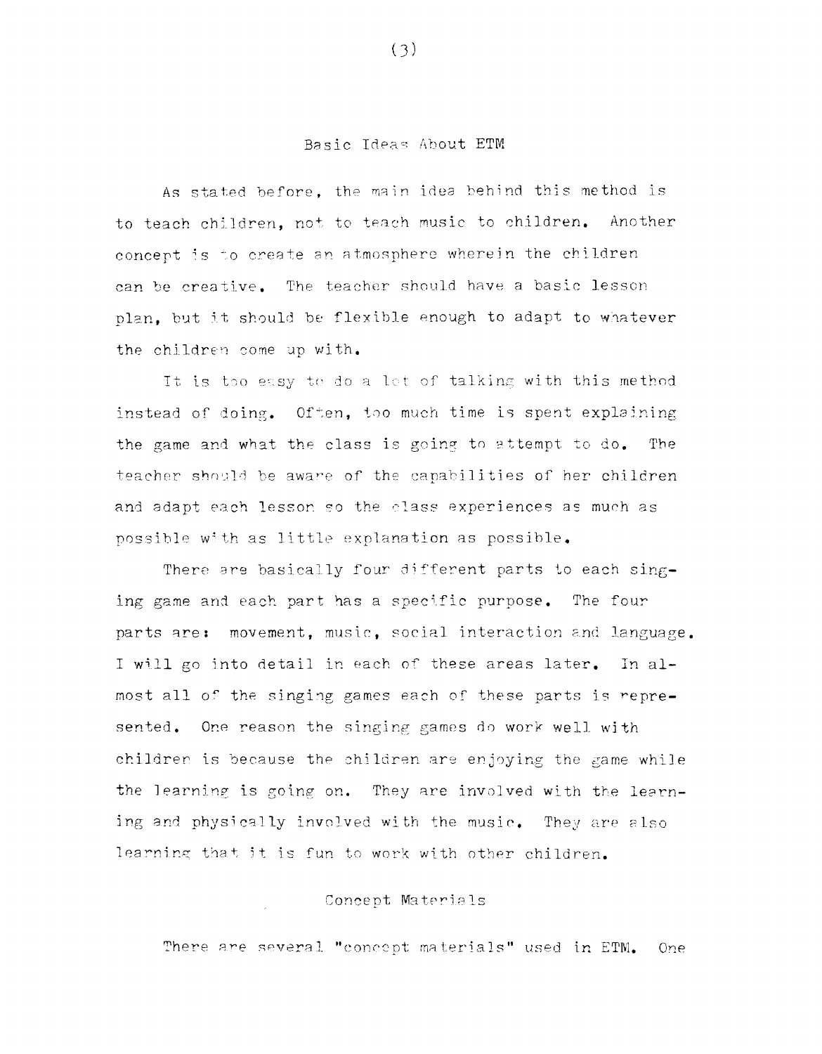## Basic Ideas About ETM

As stated before, the main idea behind this method is to teach children, not to teach music to children. Another concept is to create an atmosphere wherein the children can be creative. The teacher should have a basic lesson plan, but it should be flexible enough to adapt to whatever the children come up with.

It is too easy to do a lot of talking with this method instead of doing. Often, too much time is spent explaining the game and what the class is going to attempt to do. The teacher should be aware of the capabilities of her children and adapt each lesson so the class experiences as much as possible with as little explanation as possible.

There are basically four different parts to each singing game and each part has a specific purpose. The four parts are: movement, music, social interaction and language. I will go into detail in each of these areas later. In almost all of the singing games each of these parts is represented. One reason the singing games do work well with children is because the children are enjoying the game while the learning is going on. They are involved with the learning and physically involved with the music. They are also learning that it is fun to work with other children.

## Concept Materials

There are several "concept materials" used in ETM. One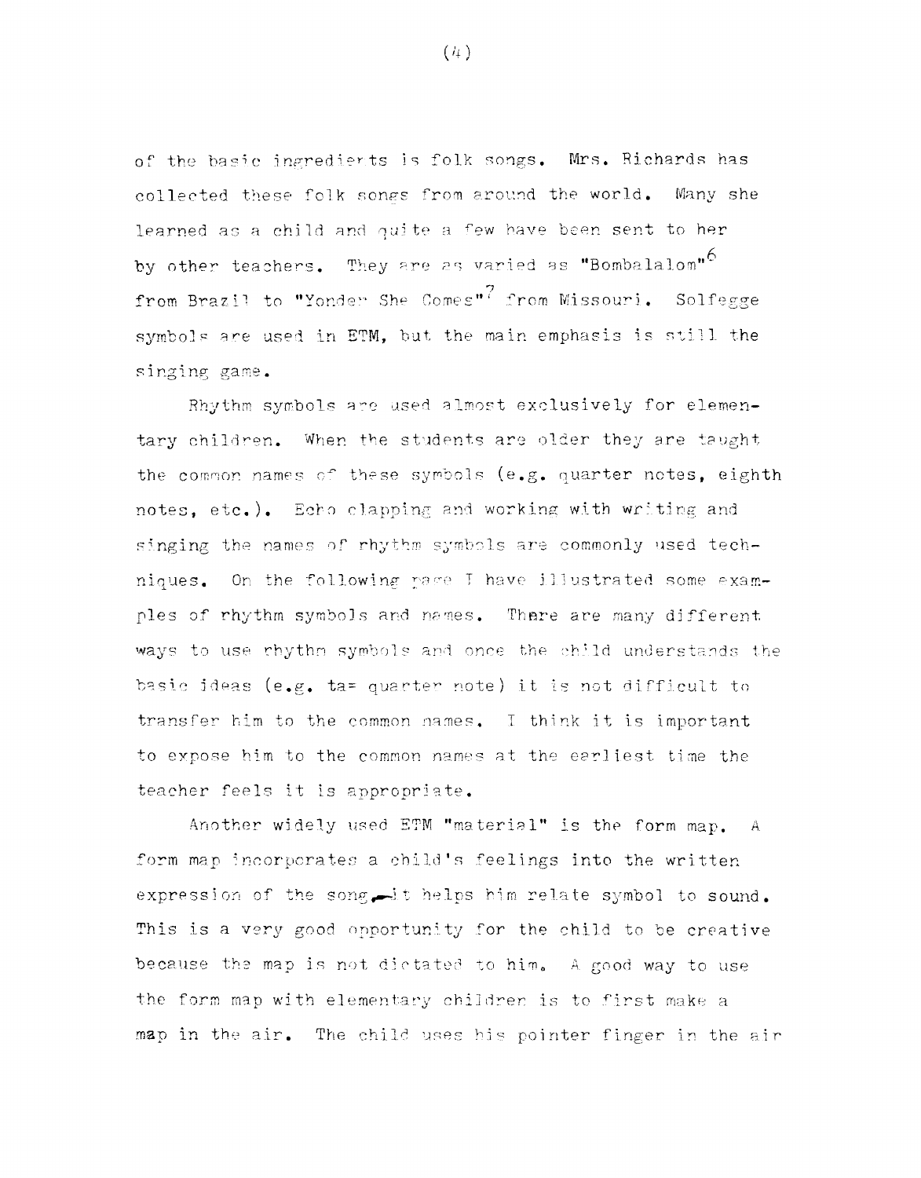of the basic ingredierts is folk songs. Mrs. Richards has collected these folk songs from around the world. Many she learned as a child and quite a few have been sent to her by other teachers. They are as varied as "Bombalalom"[6] from Brazil to "Yonder She Comes"[7] from Missouri. Solfegge symbols are used in ETM, but the main emphasis is still the singing game.

Rhythm symbols are used almost exclusively for elementary children. When the students are older they are taught the common names of these symbols (e.g. quarter notes, eighth notes, etc.). Echo clapping and working with writing and singing the names of rhythm symbols are commonly used techniques. On the following page I have illustrated some examples of rhythm symbols and names. There are many different ways to use rhythm symbols and once the child understands the basic ideas (e.g. ta= quarter note) it is not difficult to transfer him to the common names. I think it is important to expose him to the common names at the earliest time the teacher feels it is appropriate.

Another widely used ETM "material" is the form map. A form map incorporates a child's feelings into the written expression of the song, it helps him relate symbol to sound. This is a very good opportunity for the child to be creative because the map is not dictated to him. A good way to use the form map with elementary children is to first make a map in the air. The child uses his pointer finger in the air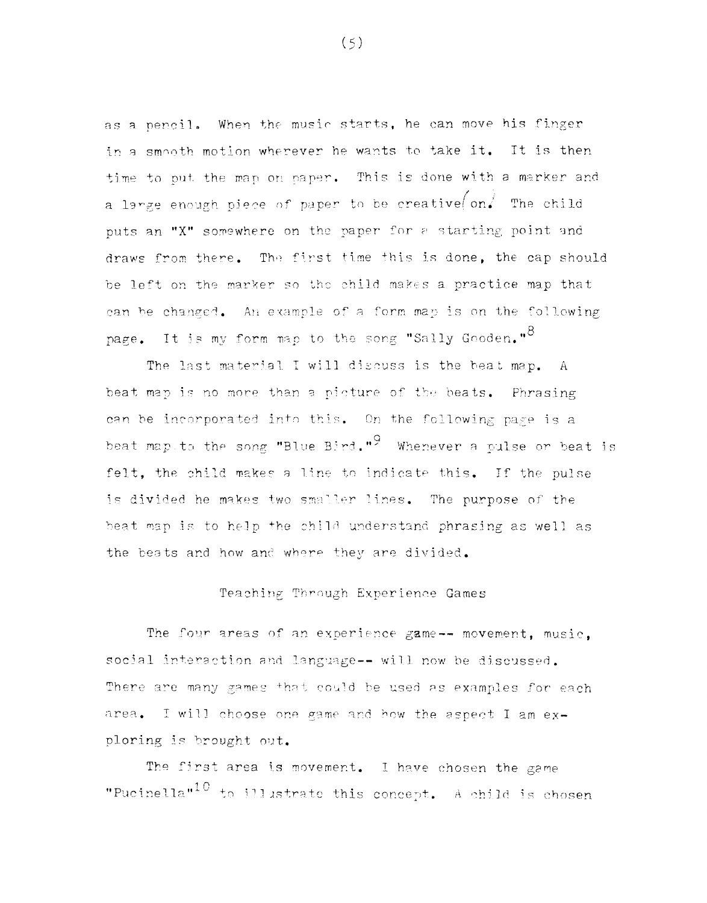as a pencil. When the music starts, he can move his finger in a smooth motion wherever he wants to take it. It is then time to put the map on paper. This is done with a marker and a large enough piece of paper to be creative on. The child puts an "X" somewhere on the paper for a starting point and draws from there. The first time this is done, the cap should be left on the marker so the child makes a practice map that can be changed. An example of a form map is on the following page. It is my form map to the song "Sally Gooden."[8]

The last material I will discuss is the beat map. A beat map is no more than a picture of the beats. Phrasing can be incorporated into this. On the following page is a beat map to the song "Blue Bird."[9] Whenever a pulse or beat is felt, the child makes a line to indicate this. If the pulse is divided he makes two smaller lines. The purpose of the beat map is to help the child understand phrasing as well as the beats and how and where they are divided.

## Teaching Through Experience Games

The four areas of an experience game-- movement, music, social interaction and language-- will now be discussed. There are many games that could be used as examples for each area. I will choose one game and how the aspect I am exploring is brought out.

The first area is movement. I have chosen the game "Pucinella"[10] to illustrate this concept. A child is chosen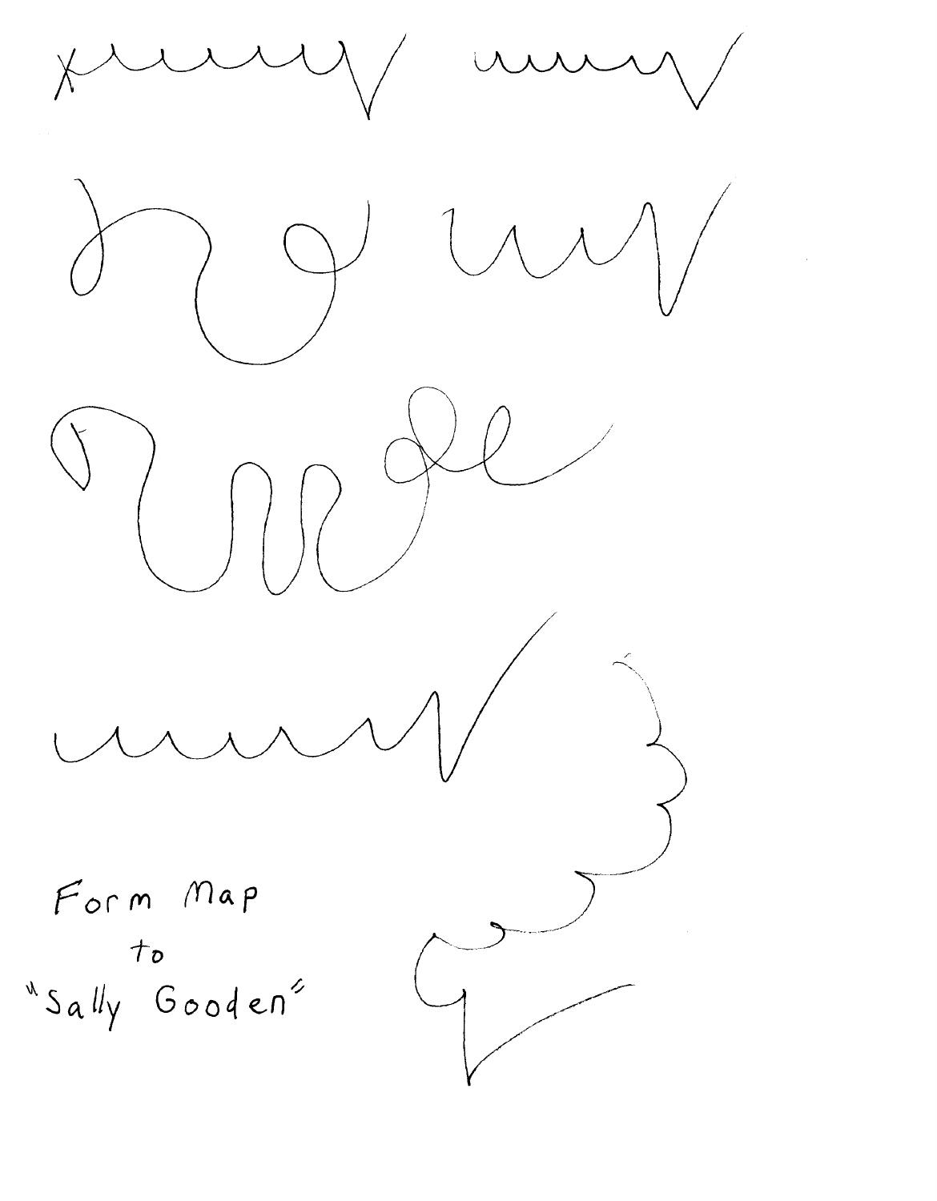Form Map
to
"Sally Gooden"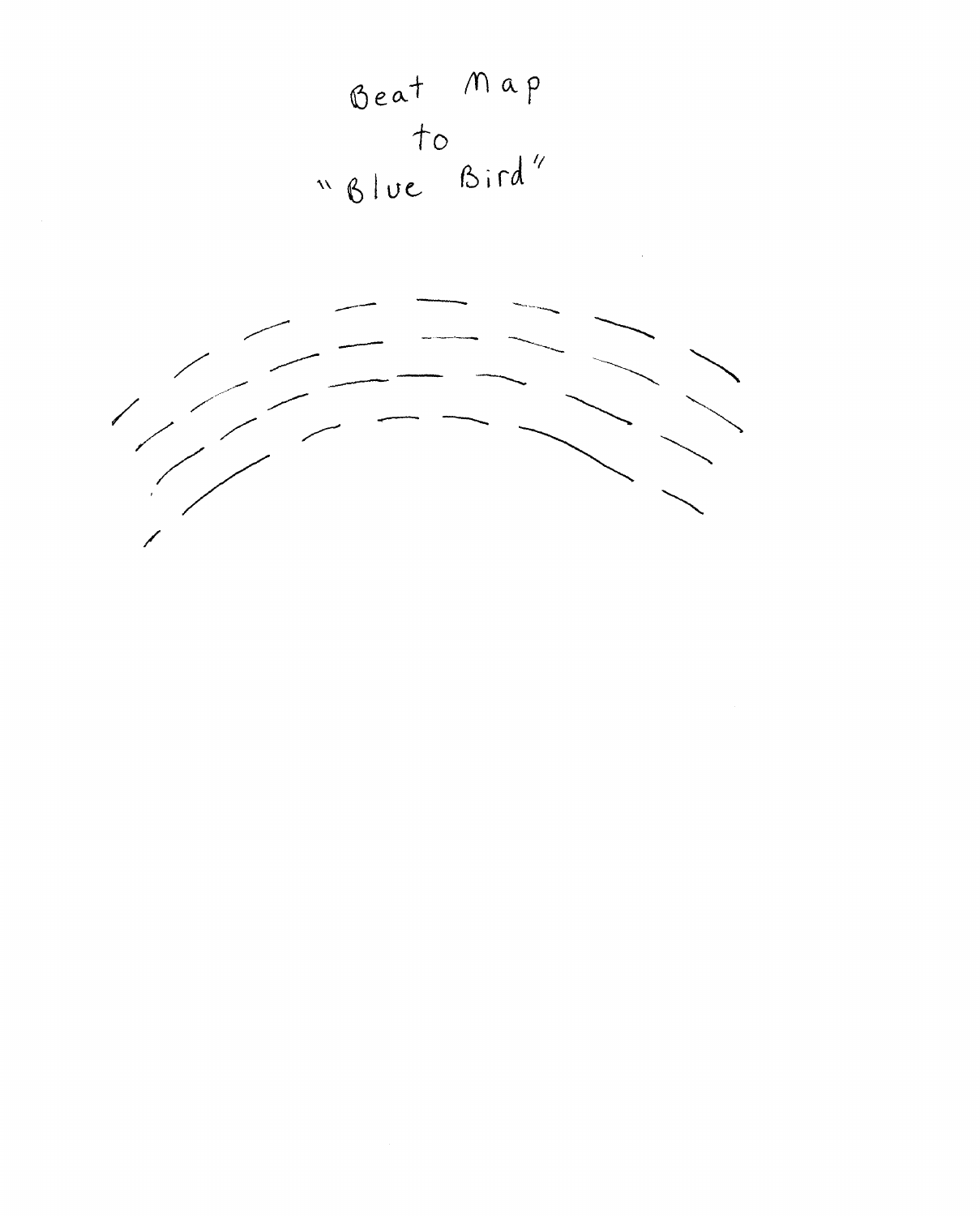# Beat Map to "Blue Bird"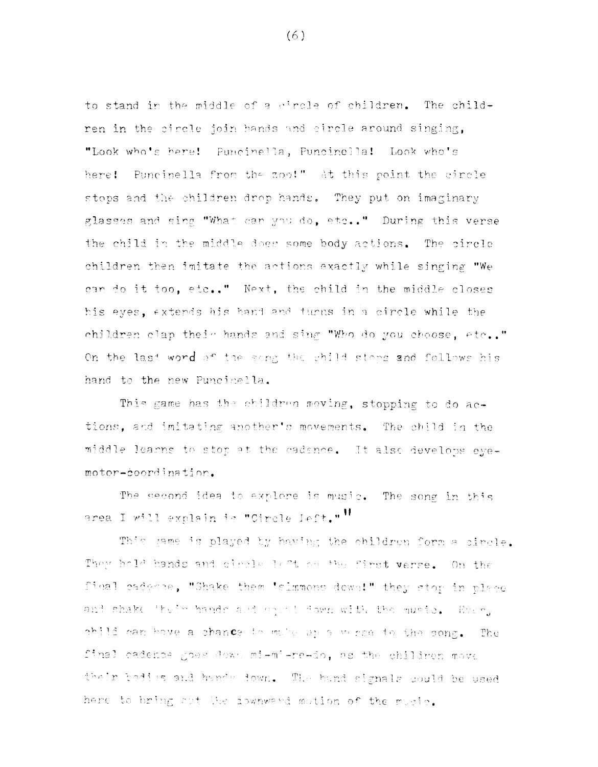to stand in the middle of a circle of children. The children in the circle join hands and circle around singing, "Look who's here! Puncinella, Puncinella! Look who's here! Puncinella from the zoo!" At this point the circle stops and the children drop hands. They put on imaginary glasses and sing "What can you do, etc.." During this verse the child in the middle does some body actions. The circle children then imitate the actions exactly while singing "We can do it too, etc.." Next, the child in the middle closes his eyes, extends his hand and turns in a circle while the children clap their hands and sing "Who do you choose, etc.." On the last word of the song the child stops and follows his hand to the new Puncinella.

This game has the children moving, stopping to do actions, and imitating another's movements. The child in the middle learns to stop at the cadence. It also develops eye-motor-coordination.

The second idea to explore is music. The song in this area I will explain is "Circle Left."[11]

This game is played by having the children form a circle. They hold hands and circle left on the first verse. On the final cadence, "Shake them 'simmons down!" they stop in place and shake their hands and upper body down with the music. Every child can have a chance to make up a verse to the song. The final cadence goes down mi-mi-re-do, as the children move their bodies and hands down. The hand signals could be used here to bring out the downward motion of the music.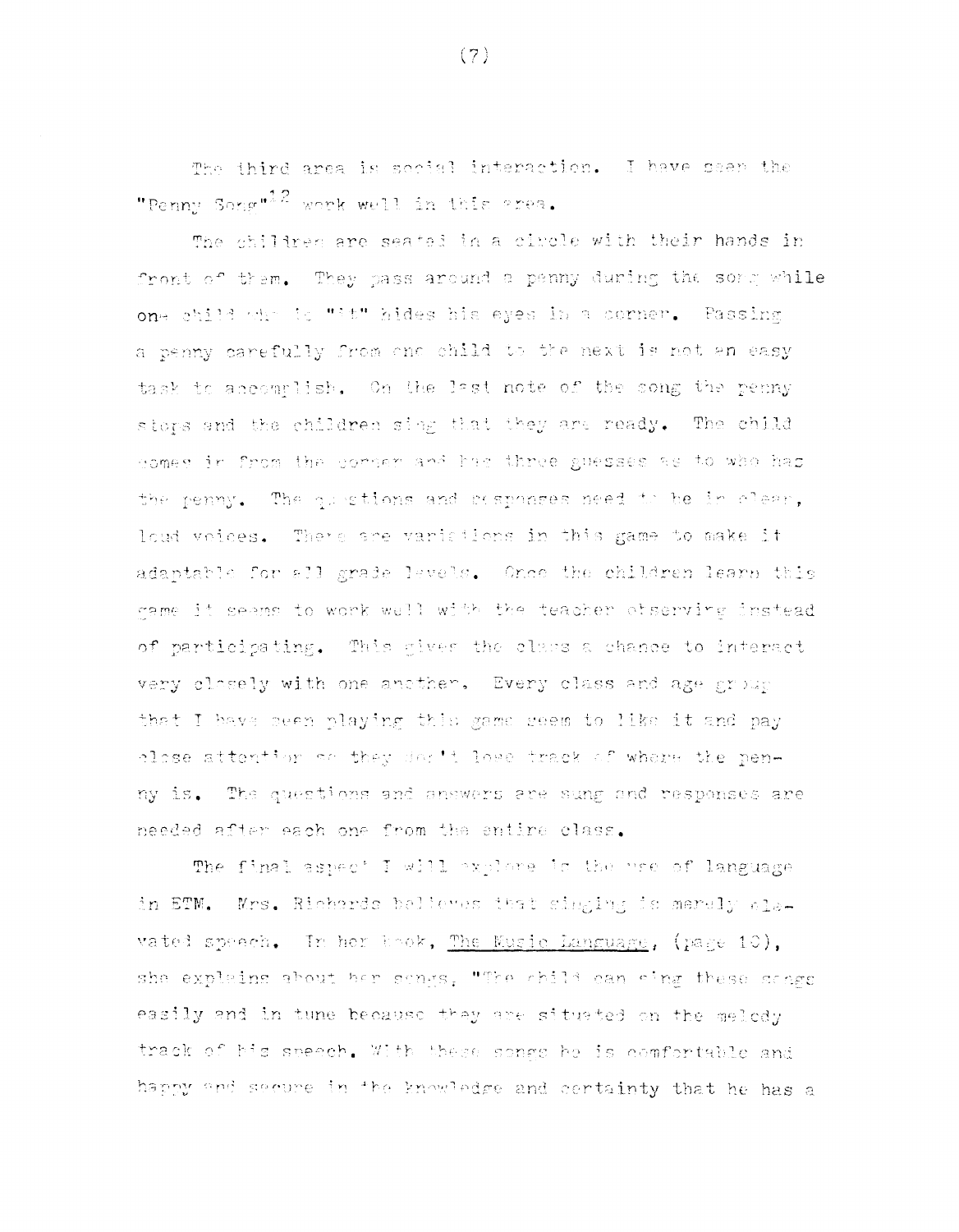The third area is social interaction. I have seen the "Penny Song"[12] work well in this area.

The children are seated in a circle with their hands in front of them. They pass around a penny during the song while one child who is "it" hides his eyes in a corner. Passing a penny carefully from one child to the next is not an easy task to accomplish. On the last note of the song the penny stops and the children sing that they are ready. The child comes in from the corner and has three guesses as to who has the penny. The questions and responses need to be in clear, loud voices. There are variations in this game to make it adaptable for all grade levels. Once the children learn this game it seems to work well with the teacher observing instead of participating. This gives the class a chance to interact very closely with one another. Every class and age group that I have seen playing this game seem to like it and pay close attention so they don't lose track of where the penny is. The questions and answers are sung and responses are needed after each one from the entire class.

The final aspect I will explore is the use of language in ETM. Mrs. Richards believes that singing is merely elevated speech. In her book, The Music Language, (page 10), she explains about her songs, "The child can sing these songs easily and in tune because they are situated on the melody track of his speech. With these songs he is comfortable and happy and secure in the knowledge and certainty that he has a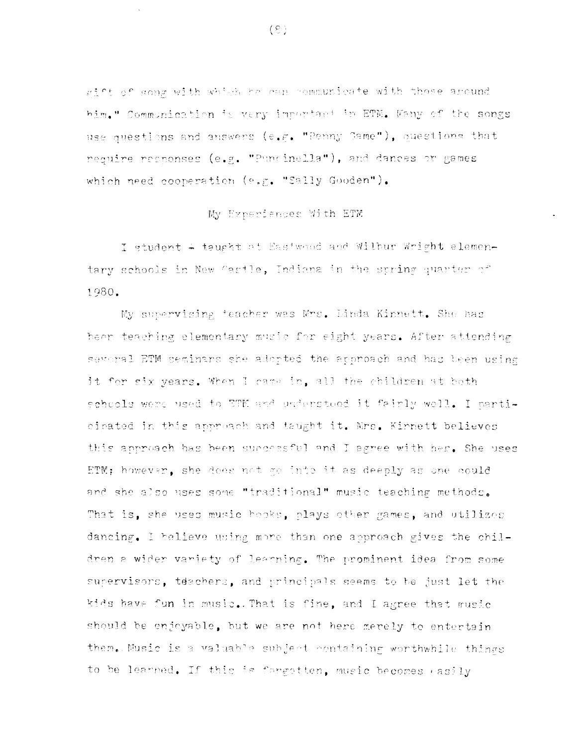gift of song with which he can communicate with those around him." Communication is very important in ETM. Many of the songs use questions and answers (e.g. "Penny Game"), questions that require responses (e.g. "Punchinella"), and dances or games which need cooperation (e.g. "Sally Gooden").

## My Experiences With ETM

I student - taught at Eastwood and Wilbur Wright elementary schools in New Castle, Indiana in the spring quarter of 1980.

My supervising teacher was Mrs. Linda Kinnett. She has been teaching elementary music for eight years. After attending several ETM seminars she adopted the approach and has been using it for six years. When I came in, all the children at both schools were used to ETM and understood it fairly well. I participated in this approach and taught it. Mrs. Kinnett believes this approach has been successful and I agree with her. She uses ETM; however, she does not go into it as deeply as one could and she also uses some "traditional" music teaching methods. That is, she uses music books, plays other games, and utilizes dancing. I believe using more than one approach gives the children a wider variety of learning. The prominent idea from some supervisors, teachers, and principals seems to be just let the kids have fun in music. That is fine, and I agree that music should be enjoyable, but we are not here merely to entertain them. Music is a valuable subject containing worthwhile things to be learned. If this is forgotten, music becomes easily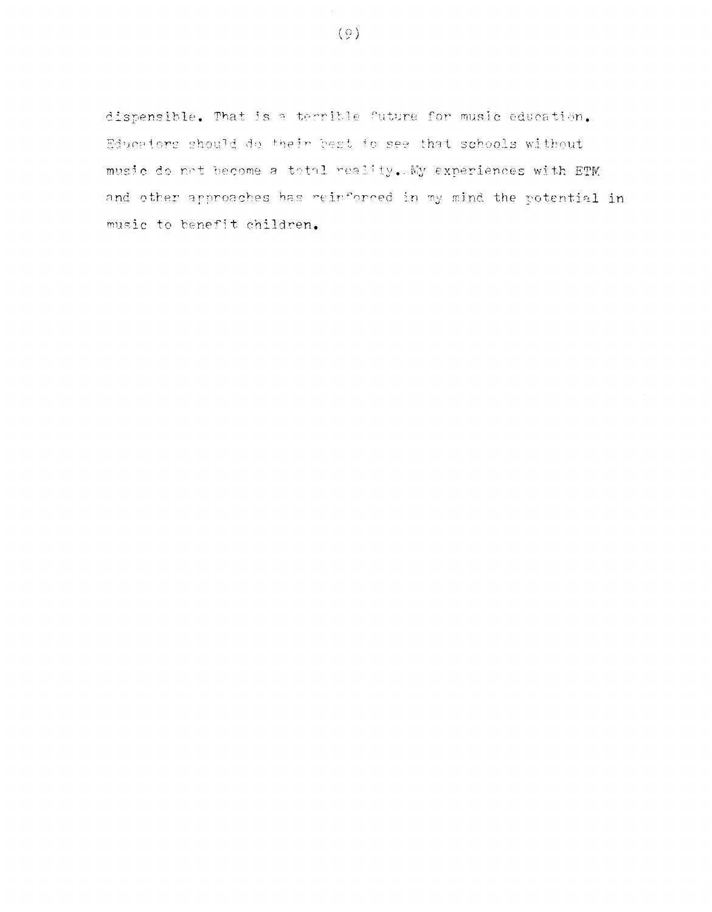dispensible. That is a terrible future for music education. Educators should do their best to see that schools without music do not become a total reality. My experiences with ETM and other approaches has reinforced in my mind the potential in music to benefit children.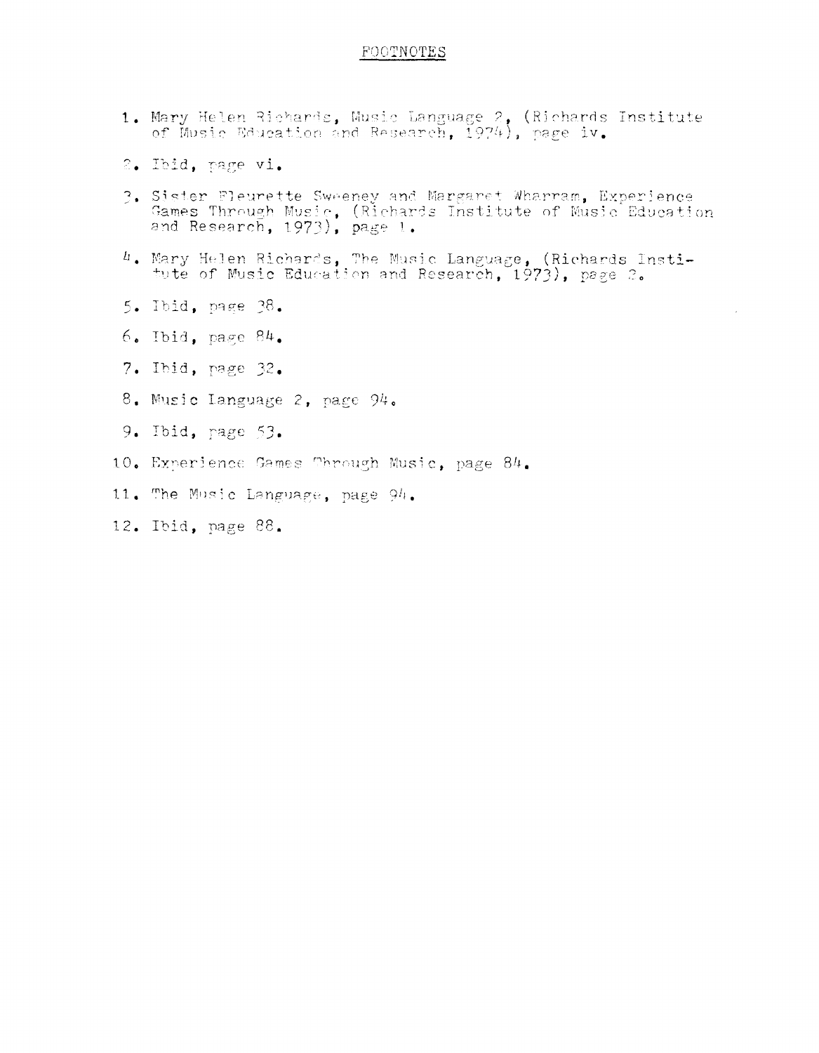# FOOTNOTES

1. Mary Helen Richards, Music Language 2, (Richards Institute of Music Education and Research, 1974), page iv.
2. Ibid, page vi.
3. Sister Fleurette Sweeney and Margaret Wharram, Experience Games Through Music, (Richards Institute of Music Education and Research, 1973), page 1.
4. Mary Helen Richards, The Music Language, (Richards Institute of Music Education and Research, 1973), page 2.
5. Ibid, page 38.
6. Ibid, page 84.
7. Ibid, page 32.
8. Music Language 2, page 94.
9. Ibid, page 53.
10. Experience Games Through Music, page 84.
11. The Music Language, page 94.
12. Ibid, page 88.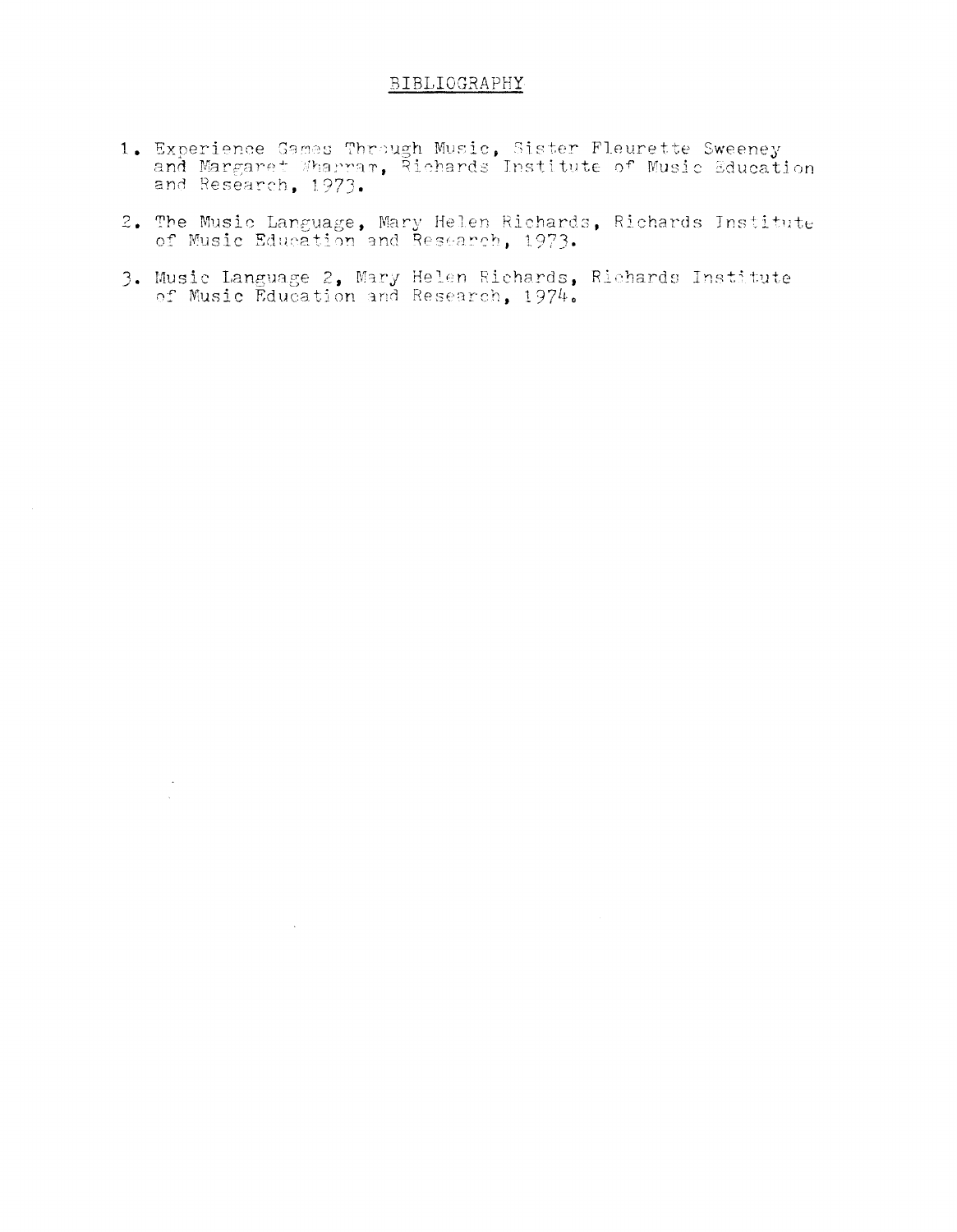# BIBLIOGRAPHY

1. Experience Games Through Music, Sister Fleurette Sweeney and Margaret Wharram, Richards Institute of Music Education and Research, 1973.

2. The Music Language, Mary Helen Richards, Richards Institute of Music Education and Research, 1973.

3. Music Language 2, Mary Helen Richards, Richards Institute of Music Education and Research, 1974.